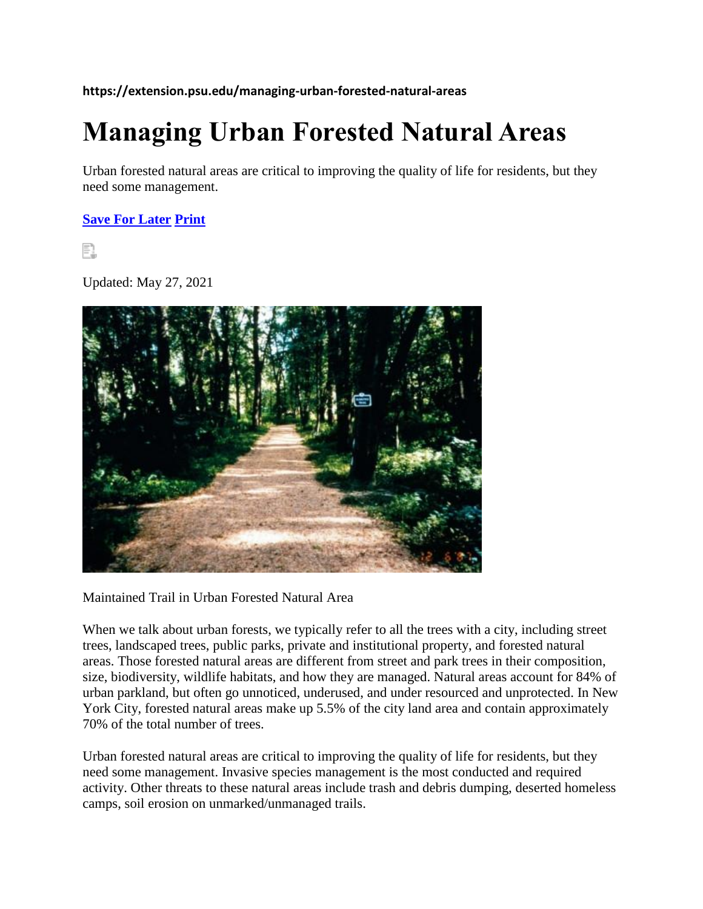**https://extension.psu.edu/managing-urban-forested-natural-areas**

# Managing Urban Forested Natural Areas

Urban forested natural areas are critical to improving the quality of life for residents, but they need some management.

**Save For Later** **Print**

Updated: May 27, 2021

Maintained Trail in Urban Forested Natural Area

When we talk about urban forests, we typically refer to all the trees with a city, including street trees, landscaped trees, public parks, private and institutional property, and forested natural areas. Those forested natural areas are different from street and park trees in their composition, size, biodiversity, wildlife habitats, and how they are managed. Natural areas account for 84% of urban parkland, but often go unnoticed, underused, and under resourced and unprotected. In New York City, forested natural areas make up 5.5% of the city land area and contain approximately 70% of the total number of trees.

Urban forested natural areas are critical to improving the quality of life for residents, but they need some management. Invasive species management is the most conducted and required activity. Other threats to these natural areas include trash and debris dumping, deserted homeless camps, soil erosion on unmarked/unmanaged trails.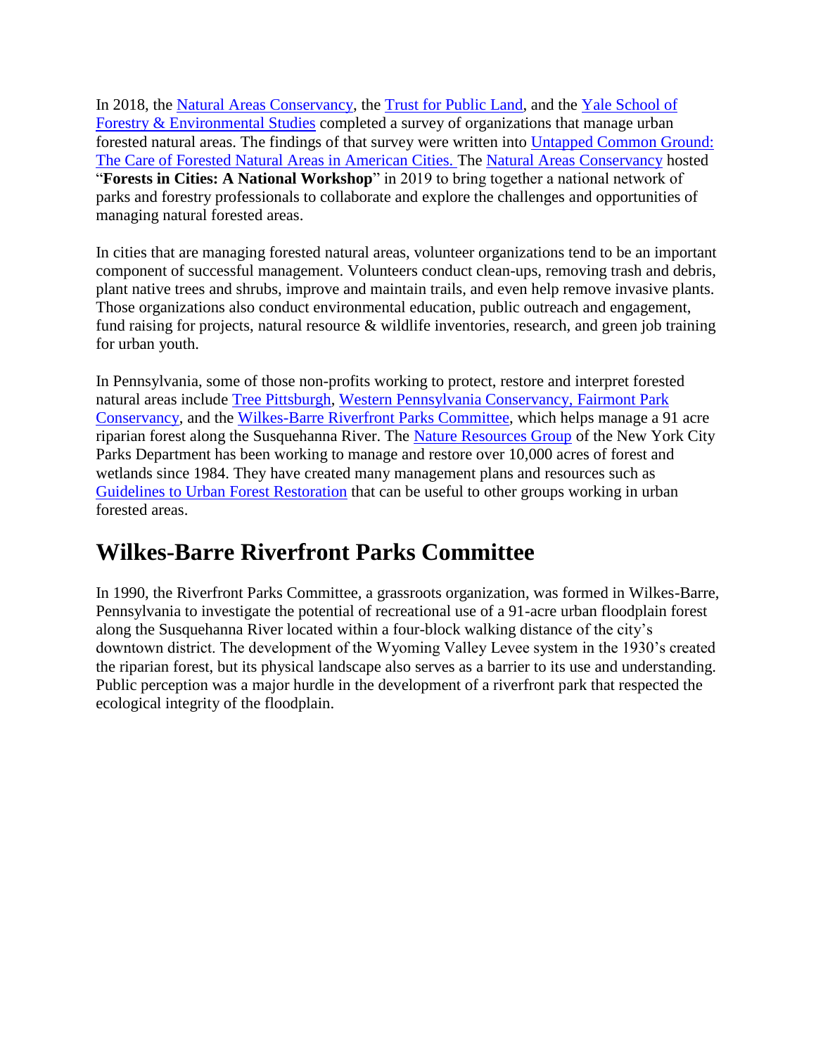In 2018, the Natural Areas Conservancy, the Trust for Public Land, and the Yale School of Forestry & Environmental Studies completed a survey of organizations that manage urban forested natural areas. The findings of that survey were written into Untapped Common Ground: The Care of Forested Natural Areas in American Cities. The Natural Areas Conservancy hosted "**Forests in Cities: A National Workshop**" in 2019 to bring together a national network of parks and forestry professionals to collaborate and explore the challenges and opportunities of managing natural forested areas.

In cities that are managing forested natural areas, volunteer organizations tend to be an important component of successful management. Volunteers conduct clean-ups, removing trash and debris, plant native trees and shrubs, improve and maintain trails, and even help remove invasive plants. Those organizations also conduct environmental education, public outreach and engagement, fund raising for projects, natural resource & wildlife inventories, research, and green job training for urban youth.

In Pennsylvania, some of those non-profits working to protect, restore and interpret forested natural areas include Tree Pittsburgh, Western Pennsylvania Conservancy, Fairmont Park Conservancy, and the Wilkes-Barre Riverfront Parks Committee, which helps manage a 91 acre riparian forest along the Susquehanna River. The Nature Resources Group of the New York City Parks Department has been working to manage and restore over 10,000 acres of forest and wetlands since 1984. They have created many management plans and resources such as Guidelines to Urban Forest Restoration that can be useful to other groups working in urban forested areas.

## Wilkes-Barre Riverfront Parks Committee

In 1990, the Riverfront Parks Committee, a grassroots organization, was formed in Wilkes-Barre, Pennsylvania to investigate the potential of recreational use of a 91-acre urban floodplain forest along the Susquehanna River located within a four-block walking distance of the city's downtown district. The development of the Wyoming Valley Levee system in the 1930's created the riparian forest, but its physical landscape also serves as a barrier to its use and understanding. Public perception was a major hurdle in the development of a riverfront park that respected the ecological integrity of the floodplain.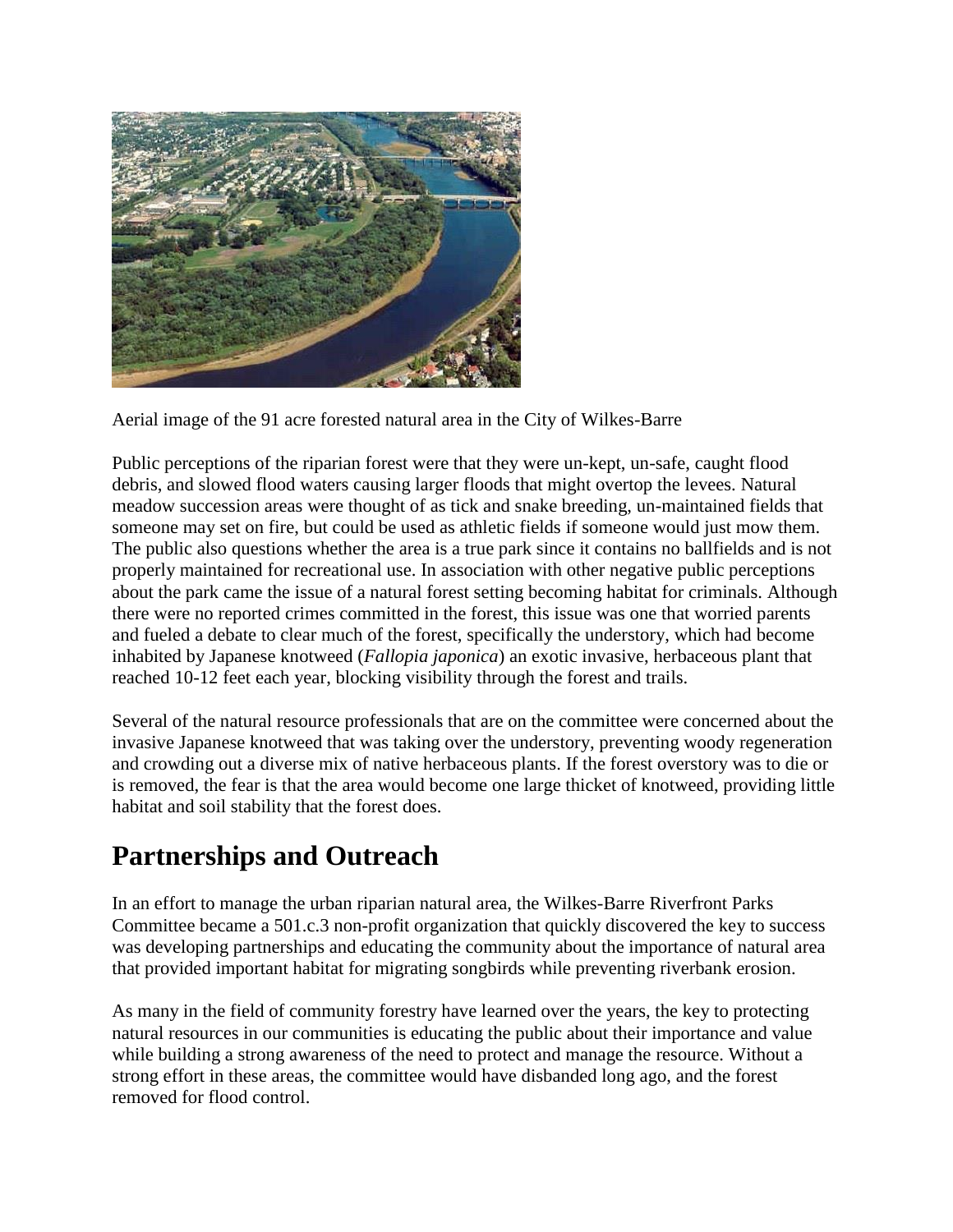Aerial image of the 91 acre forested natural area in the City of Wilkes-Barre

Public perceptions of the riparian forest were that they were un-kept, un-safe, caught flood debris, and slowed flood waters causing larger floods that might overtop the levees. Natural meadow succession areas were thought of as tick and snake breeding, un-maintained fields that someone may set on fire, but could be used as athletic fields if someone would just mow them. The public also questions whether the area is a true park since it contains no ballfields and is not properly maintained for recreational use. In association with other negative public perceptions about the park came the issue of a natural forest setting becoming habitat for criminals. Although there were no reported crimes committed in the forest, this issue was one that worried parents and fueled a debate to clear much of the forest, specifically the understory, which had become inhabited by Japanese knotweed (*Fallopia japonica*) an exotic invasive, herbaceous plant that reached 10-12 feet each year, blocking visibility through the forest and trails.

Several of the natural resource professionals that are on the committee were concerned about the invasive Japanese knotweed that was taking over the understory, preventing woody regeneration and crowding out a diverse mix of native herbaceous plants. If the forest overstory was to die or is removed, the fear is that the area would become one large thicket of knotweed, providing little habitat and soil stability that the forest does.

# Partnerships and Outreach

In an effort to manage the urban riparian natural area, the Wilkes-Barre Riverfront Parks Committee became a 501.c.3 non-profit organization that quickly discovered the key to success was developing partnerships and educating the community about the importance of natural area that provided important habitat for migrating songbirds while preventing riverbank erosion.

As many in the field of community forestry have learned over the years, the key to protecting natural resources in our communities is educating the public about their importance and value while building a strong awareness of the need to protect and manage the resource. Without a strong effort in these areas, the committee would have disbanded long ago, and the forest removed for flood control.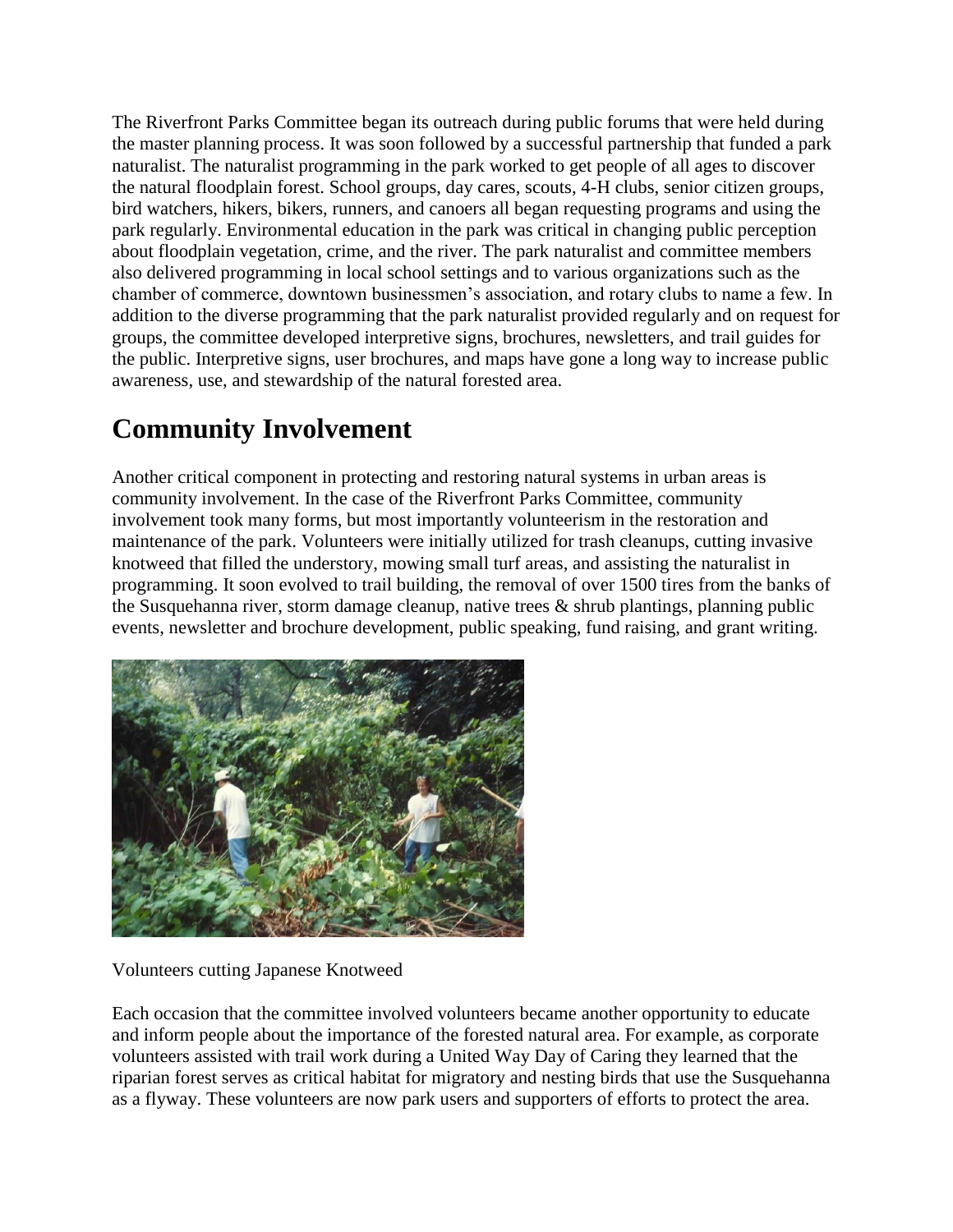The Riverfront Parks Committee began its outreach during public forums that were held during the master planning process. It was soon followed by a successful partnership that funded a park naturalist. The naturalist programming in the park worked to get people of all ages to discover the natural floodplain forest. School groups, day cares, scouts, 4-H clubs, senior citizen groups, bird watchers, hikers, bikers, runners, and canoers all began requesting programs and using the park regularly. Environmental education in the park was critical in changing public perception about floodplain vegetation, crime, and the river. The park naturalist and committee members also delivered programming in local school settings and to various organizations such as the chamber of commerce, downtown businessmen's association, and rotary clubs to name a few. In addition to the diverse programming that the park naturalist provided regularly and on request for groups, the committee developed interpretive signs, brochures, newsletters, and trail guides for the public. Interpretive signs, user brochures, and maps have gone a long way to increase public awareness, use, and stewardship of the natural forested area.

# Community Involvement

Another critical component in protecting and restoring natural systems in urban areas is community involvement. In the case of the Riverfront Parks Committee, community involvement took many forms, but most importantly volunteerism in the restoration and maintenance of the park. Volunteers were initially utilized for trash cleanups, cutting invasive knotweed that filled the understory, mowing small turf areas, and assisting the naturalist in programming. It soon evolved to trail building, the removal of over 1500 tires from the banks of the Susquehanna river, storm damage cleanup, native trees & shrub plantings, planning public events, newsletter and brochure development, public speaking, fund raising, and grant writing.

Volunteers cutting Japanese Knotweed

Each occasion that the committee involved volunteers became another opportunity to educate and inform people about the importance of the forested natural area. For example, as corporate volunteers assisted with trail work during a United Way Day of Caring they learned that the riparian forest serves as critical habitat for migratory and nesting birds that use the Susquehanna as a flyway. These volunteers are now park users and supporters of efforts to protect the area.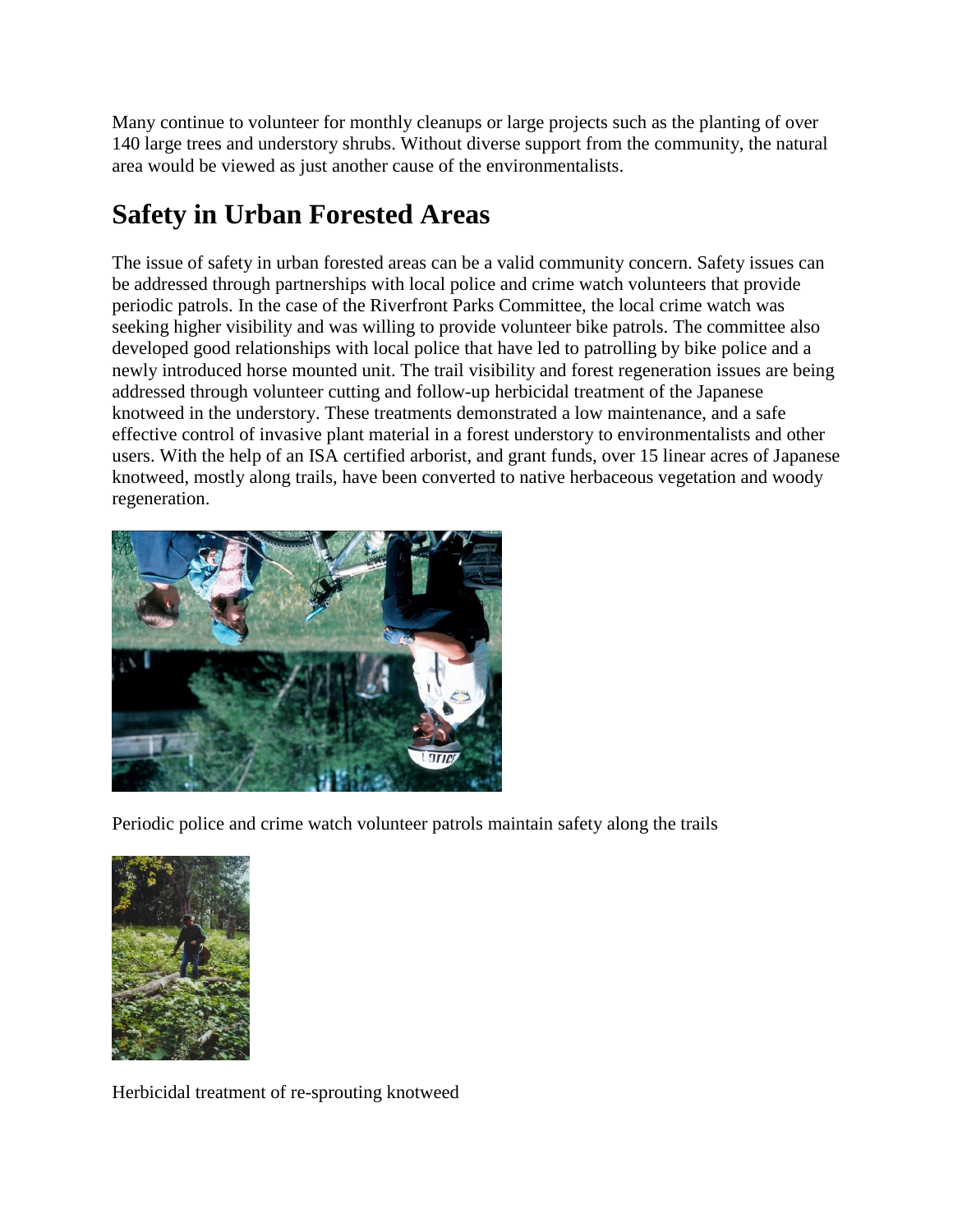Many continue to volunteer for monthly cleanups or large projects such as the planting of over 140 large trees and understory shrubs. Without diverse support from the community, the natural area would be viewed as just another cause of the environmentalists.

## Safety in Urban Forested Areas

The issue of safety in urban forested areas can be a valid community concern. Safety issues can be addressed through partnerships with local police and crime watch volunteers that provide periodic patrols. In the case of the Riverfront Parks Committee, the local crime watch was seeking higher visibility and was willing to provide volunteer bike patrols. The committee also developed good relationships with local police that have led to patrolling by bike police and a newly introduced horse mounted unit. The trail visibility and forest regeneration issues are being addressed through volunteer cutting and follow-up herbicidal treatment of the Japanese knotweed in the understory. These treatments demonstrated a low maintenance, and a safe effective control of invasive plant material in a forest understory to environmentalists and other users. With the help of an ISA certified arborist, and grant funds, over 15 linear acres of Japanese knotweed, mostly along trails, have been converted to native herbaceous vegetation and woody regeneration.

Periodic police and crime watch volunteer patrols maintain safety along the trails

Herbicidal treatment of re-sprouting knotweed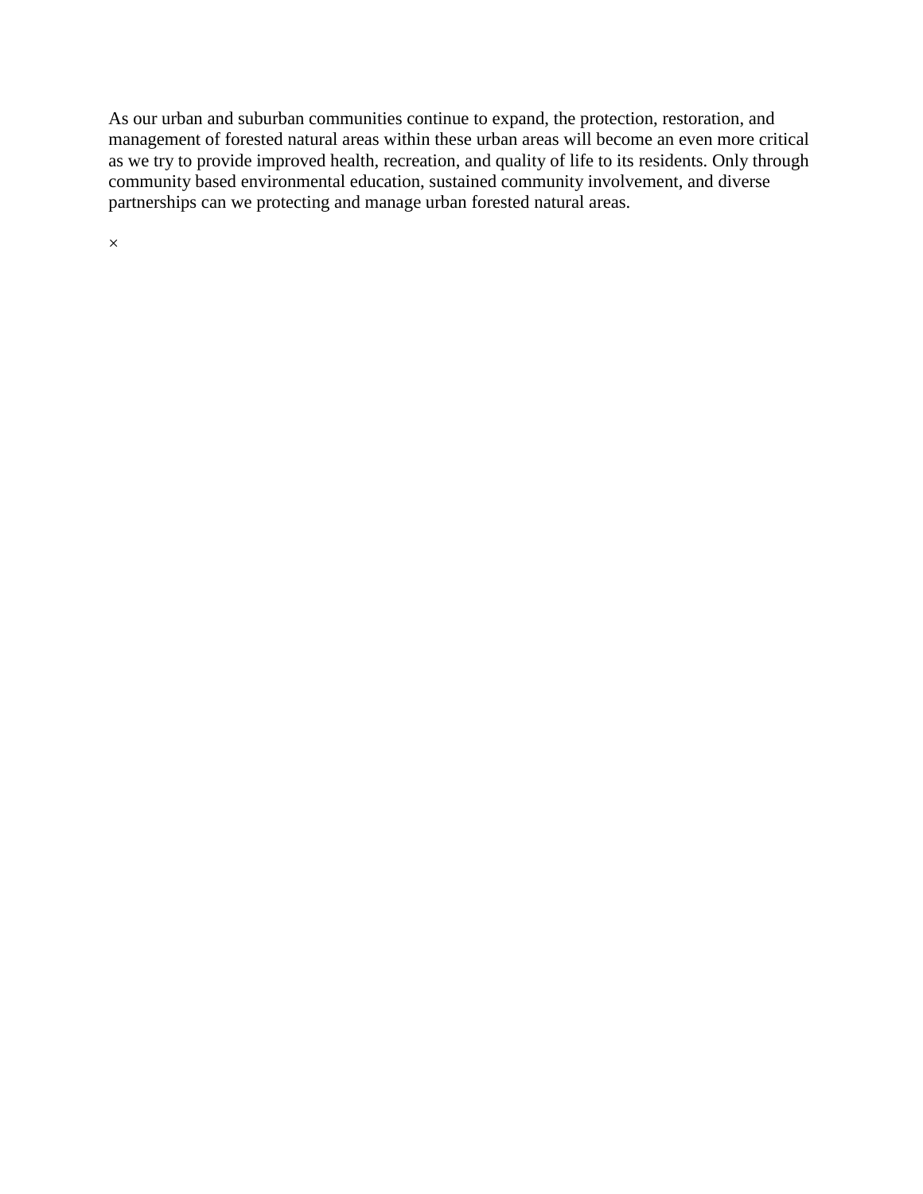As our urban and suburban communities continue to expand, the protection, restoration, and management of forested natural areas within these urban areas will become an even more critical as we try to provide improved health, recreation, and quality of life to its residents. Only through community based environmental education, sustained community involvement, and diverse partnerships can we protecting and manage urban forested natural areas.

×